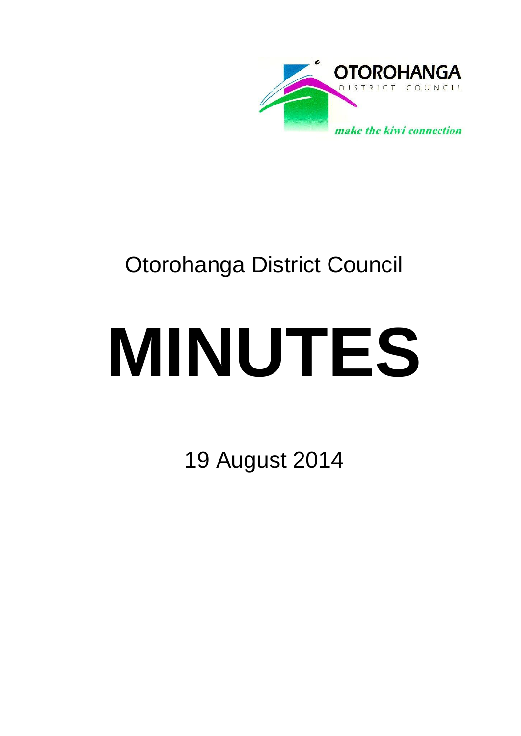OTOROHANGA
DISTRICT COUNCIL

*make the kiwi connection*

Otorohanga District Council

# MINUTES

19 August 2014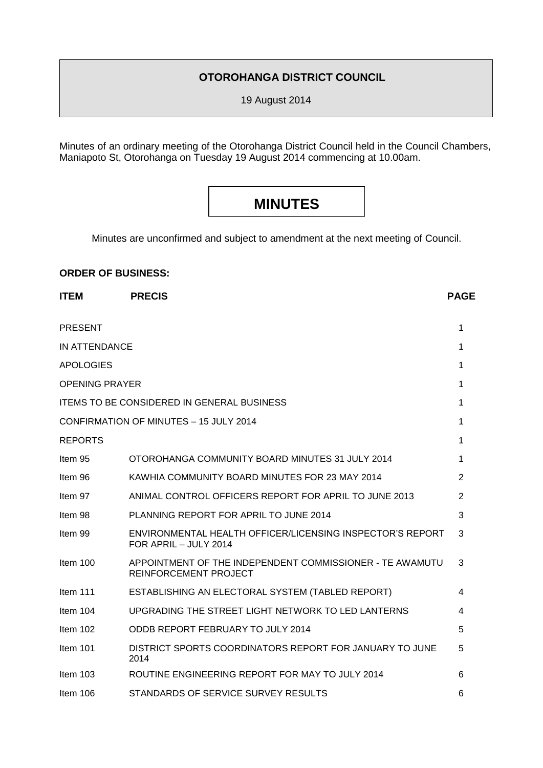**OTOROHANGA DISTRICT COUNCIL**

19 August 2014

Minutes of an ordinary meeting of the Otorohanga District Council held in the Council Chambers, Maniapoto St, Otorohanga on Tuesday 19 August 2014 commencing at 10.00am.

# MINUTES

Minutes are unconfirmed and subject to amendment at the next meeting of Council.

**ORDER OF BUSINESS:**

| ITEM | PRECIS | PAGE |
|---|---|---|
| PRESENT | | 1 |
| IN ATTENDANCE | | 1 |
| APOLOGIES | | 1 |
| OPENING PRAYER | | 1 |
| ITEMS TO BE CONSIDERED IN GENERAL BUSINESS | | 1 |
| CONFIRMATION OF MINUTES – 15 JULY 2014 | | 1 |
| REPORTS | | 1 |
| Item 95 | OTOROHANGA COMMUNITY BOARD MINUTES 31 JULY 2014 | 1 |
| Item 96 | KAWHIA COMMUNITY BOARD MINUTES FOR 23 MAY 2014 | 2 |
| Item 97 | ANIMAL CONTROL OFFICERS REPORT FOR APRIL TO JUNE 2013 | 2 |
| Item 98 | PLANNING REPORT FOR APRIL TO JUNE 2014 | 3 |
| Item 99 | ENVIRONMENTAL HEALTH OFFICER/LICENSING INSPECTOR'S REPORT FOR APRIL – JULY 2014 | 3 |
| Item 100 | APPOINTMENT OF THE INDEPENDENT COMMISSIONER - TE AWAMUTU REINFORCEMENT PROJECT | 3 |
| Item 111 | ESTABLISHING AN ELECTORAL SYSTEM (TABLED REPORT) | 4 |
| Item 104 | UPGRADING THE STREET LIGHT NETWORK TO LED LANTERNS | 4 |
| Item 102 | ODDB REPORT FEBRUARY TO JULY 2014 | 5 |
| Item 101 | DISTRICT SPORTS COORDINATORS REPORT FOR JANUARY TO JUNE 2014 | 5 |
| Item 103 | ROUTINE ENGINEERING REPORT FOR MAY TO JULY 2014 | 6 |
| Item 106 | STANDARDS OF SERVICE SURVEY RESULTS | 6 |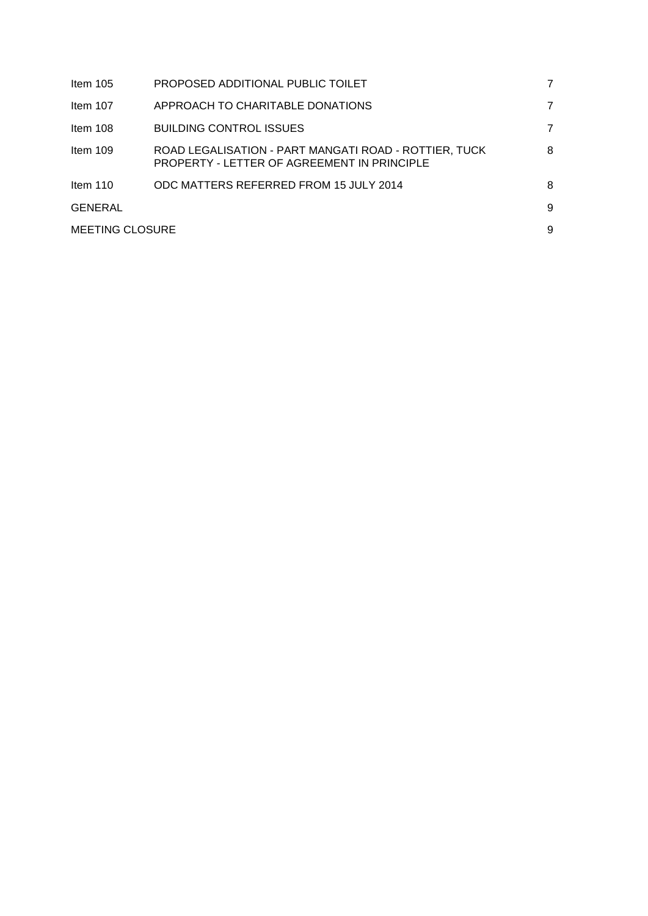| | | |
|---|---|---|
| Item 105 | PROPOSED ADDITIONAL PUBLIC TOILET | 7 |
| Item 107 | APPROACH TO CHARITABLE DONATIONS | 7 |
| Item 108 | BUILDING CONTROL ISSUES | 7 |
| Item 109 | ROAD LEGALISATION - PART MANGATI ROAD - ROTTIER, TUCK PROPERTY - LETTER OF AGREEMENT IN PRINCIPLE | 8 |
| Item 110 | ODC MATTERS REFERRED FROM 15 JULY 2014 | 8 |
| GENERAL | | 9 |
| MEETING CLOSURE | | 9 |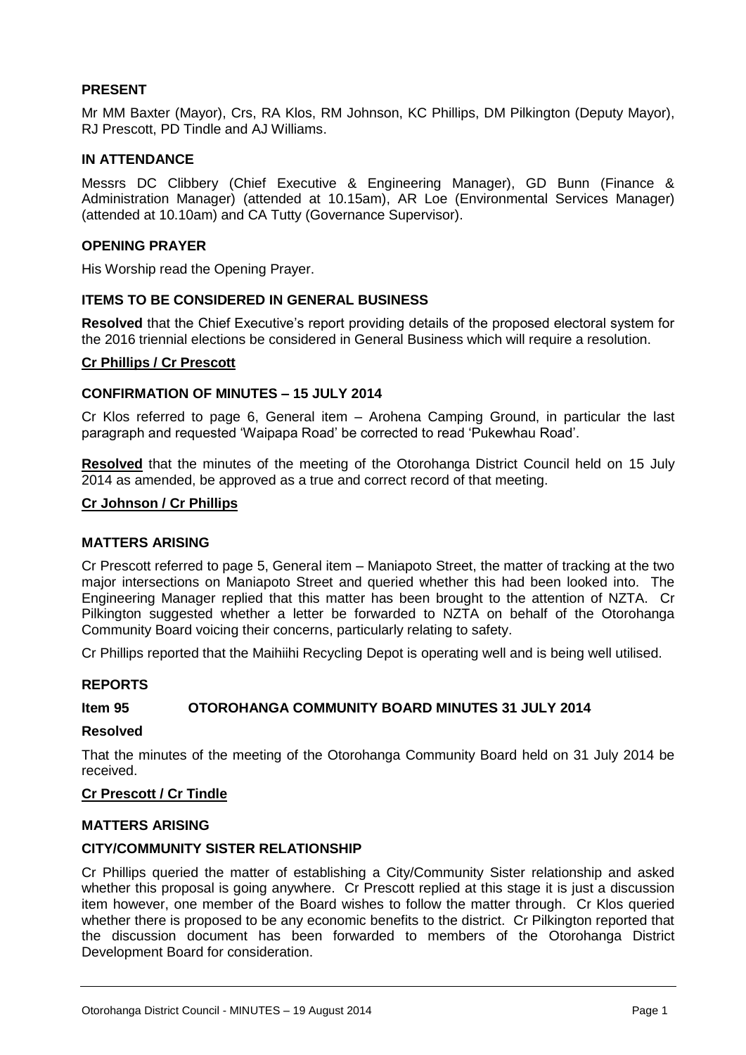**PRESENT**

Mr MM Baxter (Mayor), Crs, RA Klos, RM Johnson, KC Phillips, DM Pilkington (Deputy Mayor), RJ Prescott, PD Tindle and AJ Williams.

**IN ATTENDANCE**

Messrs DC Clibbery (Chief Executive & Engineering Manager), GD Bunn (Finance & Administration Manager) (attended at 10.15am), AR Loe (Environmental Services Manager) (attended at 10.10am) and CA Tutty (Governance Supervisor).

**OPENING PRAYER**

His Worship read the Opening Prayer.

**ITEMS TO BE CONSIDERED IN GENERAL BUSINESS**

**Resolved** that the Chief Executive's report providing details of the proposed electoral system for the 2016 triennial elections be considered in General Business which will require a resolution.

**Cr Phillips / Cr Prescott**

**CONFIRMATION OF MINUTES – 15 JULY 2014**

Cr Klos referred to page 6, General item – Arohena Camping Ground, in particular the last paragraph and requested 'Waipapa Road' be corrected to read 'Pukewhau Road'.

**Resolved** that the minutes of the meeting of the Otorohanga District Council held on 15 July 2014 as amended, be approved as a true and correct record of that meeting.

**Cr Johnson / Cr Phillips**

**MATTERS ARISING**

Cr Prescott referred to page 5, General item – Maniapoto Street, the matter of tracking at the two major intersections on Maniapoto Street and queried whether this had been looked into. The Engineering Manager replied that this matter has been brought to the attention of NZTA. Cr Pilkington suggested whether a letter be forwarded to NZTA on behalf of the Otorohanga Community Board voicing their concerns, particularly relating to safety.

Cr Phillips reported that the Maihiihi Recycling Depot is operating well and is being well utilised.

**REPORTS**

**Item 95 OTOROHANGA COMMUNITY BOARD MINUTES 31 JULY 2014**

**Resolved**

That the minutes of the meeting of the Otorohanga Community Board held on 31 July 2014 be received.

**Cr Prescott / Cr Tindle**

**MATTERS ARISING**

**CITY/COMMUNITY SISTER RELATIONSHIP**

Cr Phillips queried the matter of establishing a City/Community Sister relationship and asked whether this proposal is going anywhere. Cr Prescott replied at this stage it is just a discussion item however, one member of the Board wishes to follow the matter through. Cr Klos queried whether there is proposed to be any economic benefits to the district. Cr Pilkington reported that the discussion document has been forwarded to members of the Otorohanga District Development Board for consideration.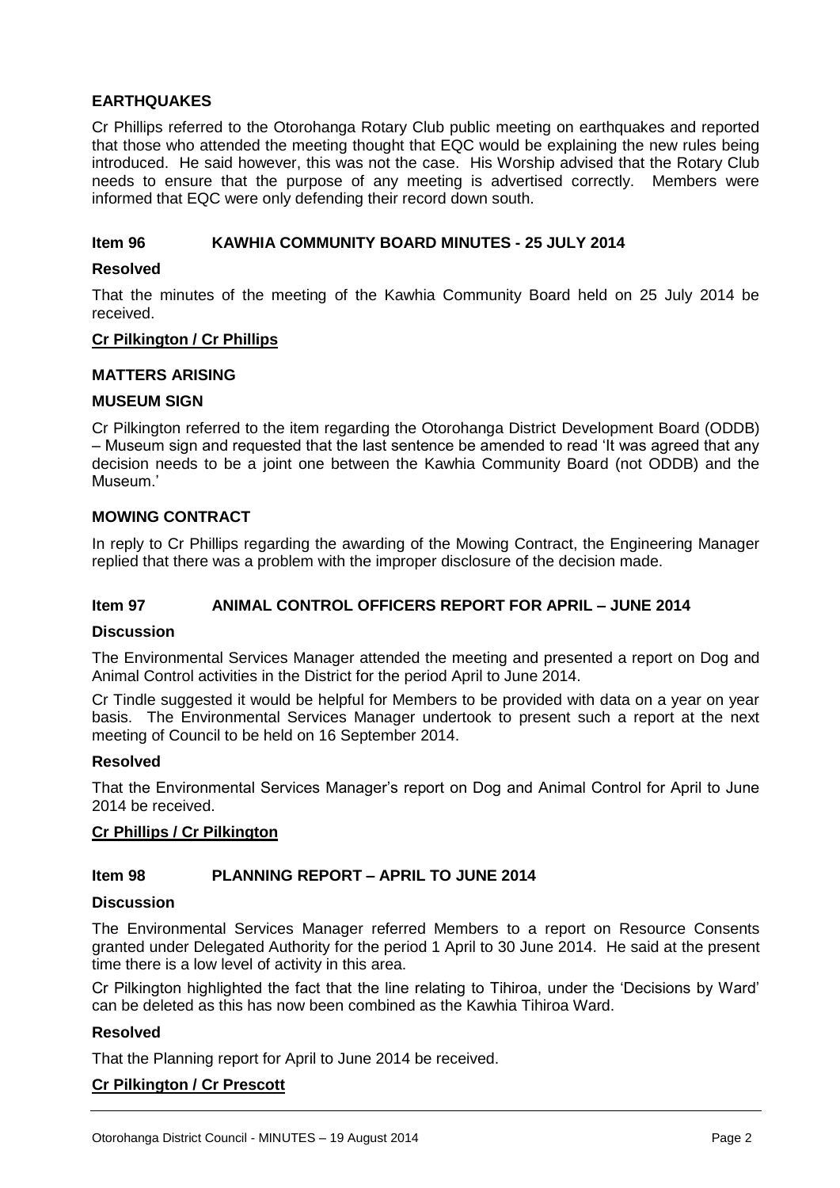**EARTHQUAKES**

Cr Phillips referred to the Otorohanga Rotary Club public meeting on earthquakes and reported that those who attended the meeting thought that EQC would be explaining the new rules being introduced. He said however, this was not the case. His Worship advised that the Rotary Club needs to ensure that the purpose of any meeting is advertised correctly. Members were informed that EQC were only defending their record down south.

**Item 96 KAWHIA COMMUNITY BOARD MINUTES - 25 JULY 2014**

**Resolved**

That the minutes of the meeting of the Kawhia Community Board held on 25 July 2014 be received.

**Cr Pilkington / Cr Phillips**

**MATTERS ARISING**

**MUSEUM SIGN**

Cr Pilkington referred to the item regarding the Otorohanga District Development Board (ODDB) – Museum sign and requested that the last sentence be amended to read 'It was agreed that any decision needs to be a joint one between the Kawhia Community Board (not ODDB) and the Museum.'

**MOWING CONTRACT**

In reply to Cr Phillips regarding the awarding of the Mowing Contract, the Engineering Manager replied that there was a problem with the improper disclosure of the decision made.

**Item 97 ANIMAL CONTROL OFFICERS REPORT FOR APRIL – JUNE 2014**

**Discussion**

The Environmental Services Manager attended the meeting and presented a report on Dog and Animal Control activities in the District for the period April to June 2014.

Cr Tindle suggested it would be helpful for Members to be provided with data on a year on year basis. The Environmental Services Manager undertook to present such a report at the next meeting of Council to be held on 16 September 2014.

**Resolved**

That the Environmental Services Manager's report on Dog and Animal Control for April to June 2014 be received.

**Cr Phillips / Cr Pilkington**

**Item 98 PLANNING REPORT – APRIL TO JUNE 2014**

**Discussion**

The Environmental Services Manager referred Members to a report on Resource Consents granted under Delegated Authority for the period 1 April to 30 June 2014. He said at the present time there is a low level of activity in this area.

Cr Pilkington highlighted the fact that the line relating to Tihiroa, under the 'Decisions by Ward' can be deleted as this has now been combined as the Kawhia Tihiroa Ward.

**Resolved**

That the Planning report for April to June 2014 be received.

**Cr Pilkington / Cr Prescott**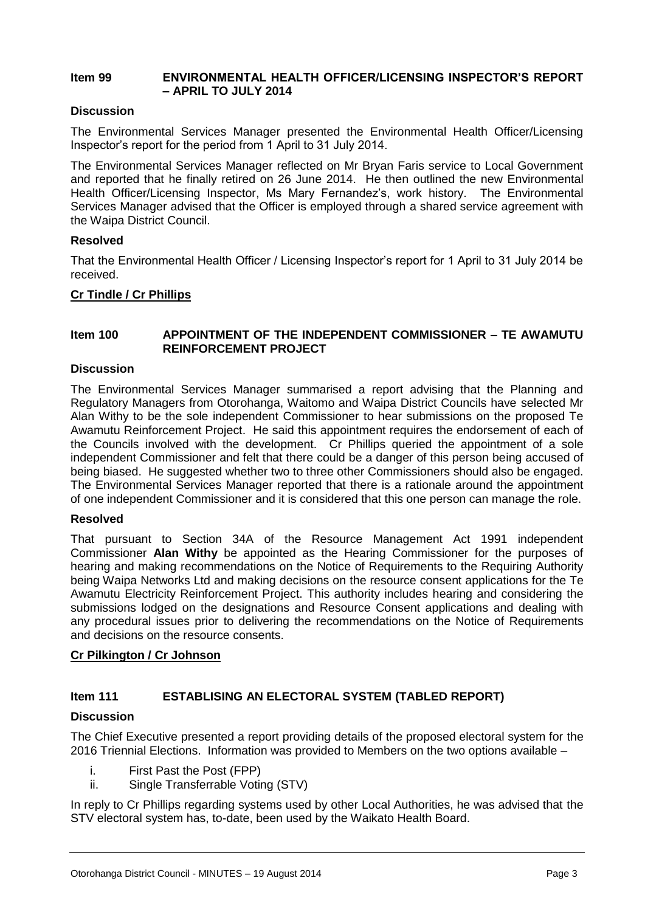### Item 99 ENVIRONMENTAL HEALTH OFFICER/LICENSING INSPECTOR'S REPORT – APRIL TO JULY 2014

**Discussion**

The Environmental Services Manager presented the Environmental Health Officer/Licensing Inspector's report for the period from 1 April to 31 July 2014.

The Environmental Services Manager reflected on Mr Bryan Faris service to Local Government and reported that he finally retired on 26 June 2014. He then outlined the new Environmental Health Officer/Licensing Inspector, Ms Mary Fernandez's, work history. The Environmental Services Manager advised that the Officer is employed through a shared service agreement with the Waipa District Council.

**Resolved**

That the Environmental Health Officer / Licensing Inspector's report for 1 April to 31 July 2014 be received.

**Cr Tindle / Cr Phillips**

### Item 100 APPOINTMENT OF THE INDEPENDENT COMMISSIONER – TE AWAMUTU REINFORCEMENT PROJECT

**Discussion**

The Environmental Services Manager summarised a report advising that the Planning and Regulatory Managers from Otorohanga, Waitomo and Waipa District Councils have selected Mr Alan Withy to be the sole independent Commissioner to hear submissions on the proposed Te Awamutu Reinforcement Project. He said this appointment requires the endorsement of each of the Councils involved with the development. Cr Phillips queried the appointment of a sole independent Commissioner and felt that there could be a danger of this person being accused of being biased. He suggested whether two to three other Commissioners should also be engaged. The Environmental Services Manager reported that there is a rationale around the appointment of one independent Commissioner and it is considered that this one person can manage the role.

**Resolved**

That pursuant to Section 34A of the Resource Management Act 1991 independent Commissioner **Alan Withy** be appointed as the Hearing Commissioner for the purposes of hearing and making recommendations on the Notice of Requirements to the Requiring Authority being Waipa Networks Ltd and making decisions on the resource consent applications for the Te Awamutu Electricity Reinforcement Project. This authority includes hearing and considering the submissions lodged on the designations and Resource Consent applications and dealing with any procedural issues prior to delivering the recommendations on the Notice of Requirements and decisions on the resource consents.

**Cr Pilkington / Cr Johnson**

### Item 111 ESTABLISING AN ELECTORAL SYSTEM (TABLED REPORT)

**Discussion**

The Chief Executive presented a report providing details of the proposed electoral system for the 2016 Triennial Elections. Information was provided to Members on the two options available –

i. First Past the Post (FPP)
ii. Single Transferrable Voting (STV)

In reply to Cr Phillips regarding systems used by other Local Authorities, he was advised that the STV electoral system has, to-date, been used by the Waikato Health Board.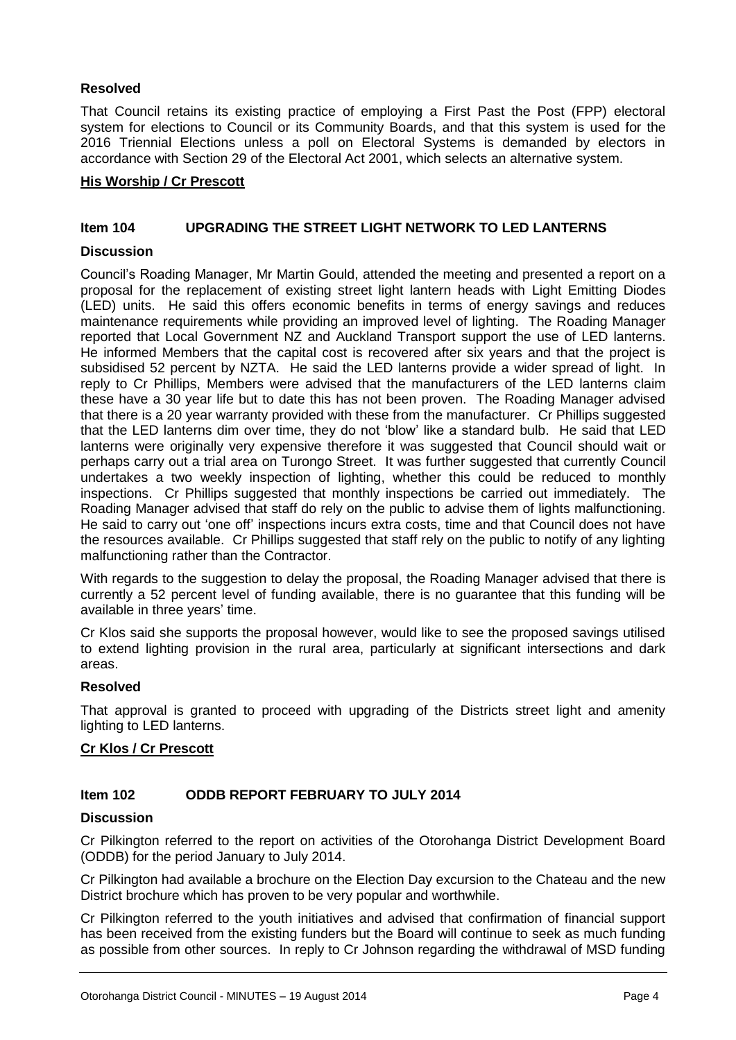**Resolved**

That Council retains its existing practice of employing a First Past the Post (FPP) electoral system for elections to Council or its Community Boards, and that this system is used for the 2016 Triennial Elections unless a poll on Electoral Systems is demanded by electors in accordance with Section 29 of the Electoral Act 2001, which selects an alternative system.

**His Worship / Cr Prescott**

### Item 104 UPGRADING THE STREET LIGHT NETWORK TO LED LANTERNS

**Discussion**

Council's Roading Manager, Mr Martin Gould, attended the meeting and presented a report on a proposal for the replacement of existing street light lantern heads with Light Emitting Diodes (LED) units. He said this offers economic benefits in terms of energy savings and reduces maintenance requirements while providing an improved level of lighting. The Roading Manager reported that Local Government NZ and Auckland Transport support the use of LED lanterns. He informed Members that the capital cost is recovered after six years and that the project is subsidised 52 percent by NZTA. He said the LED lanterns provide a wider spread of light. In reply to Cr Phillips, Members were advised that the manufacturers of the LED lanterns claim these have a 30 year life but to date this has not been proven. The Roading Manager advised that there is a 20 year warranty provided with these from the manufacturer. Cr Phillips suggested that the LED lanterns dim over time, they do not 'blow' like a standard bulb. He said that LED lanterns were originally very expensive therefore it was suggested that Council should wait or perhaps carry out a trial area on Turongo Street. It was further suggested that currently Council undertakes a two weekly inspection of lighting, whether this could be reduced to monthly inspections. Cr Phillips suggested that monthly inspections be carried out immediately. The Roading Manager advised that staff do rely on the public to advise them of lights malfunctioning. He said to carry out 'one off' inspections incurs extra costs, time and that Council does not have the resources available. Cr Phillips suggested that staff rely on the public to notify of any lighting malfunctioning rather than the Contractor.

With regards to the suggestion to delay the proposal, the Roading Manager advised that there is currently a 52 percent level of funding available, there is no guarantee that this funding will be available in three years' time.

Cr Klos said she supports the proposal however, would like to see the proposed savings utilised to extend lighting provision in the rural area, particularly at significant intersections and dark areas.

**Resolved**

That approval is granted to proceed with upgrading of the Districts street light and amenity lighting to LED lanterns.

**Cr Klos / Cr Prescott**

### Item 102 ODDB REPORT FEBRUARY TO JULY 2014

**Discussion**

Cr Pilkington referred to the report on activities of the Otorohanga District Development Board (ODDB) for the period January to July 2014.

Cr Pilkington had available a brochure on the Election Day excursion to the Chateau and the new District brochure which has proven to be very popular and worthwhile.

Cr Pilkington referred to the youth initiatives and advised that confirmation of financial support has been received from the existing funders but the Board will continue to seek as much funding as possible from other sources. In reply to Cr Johnson regarding the withdrawal of MSD funding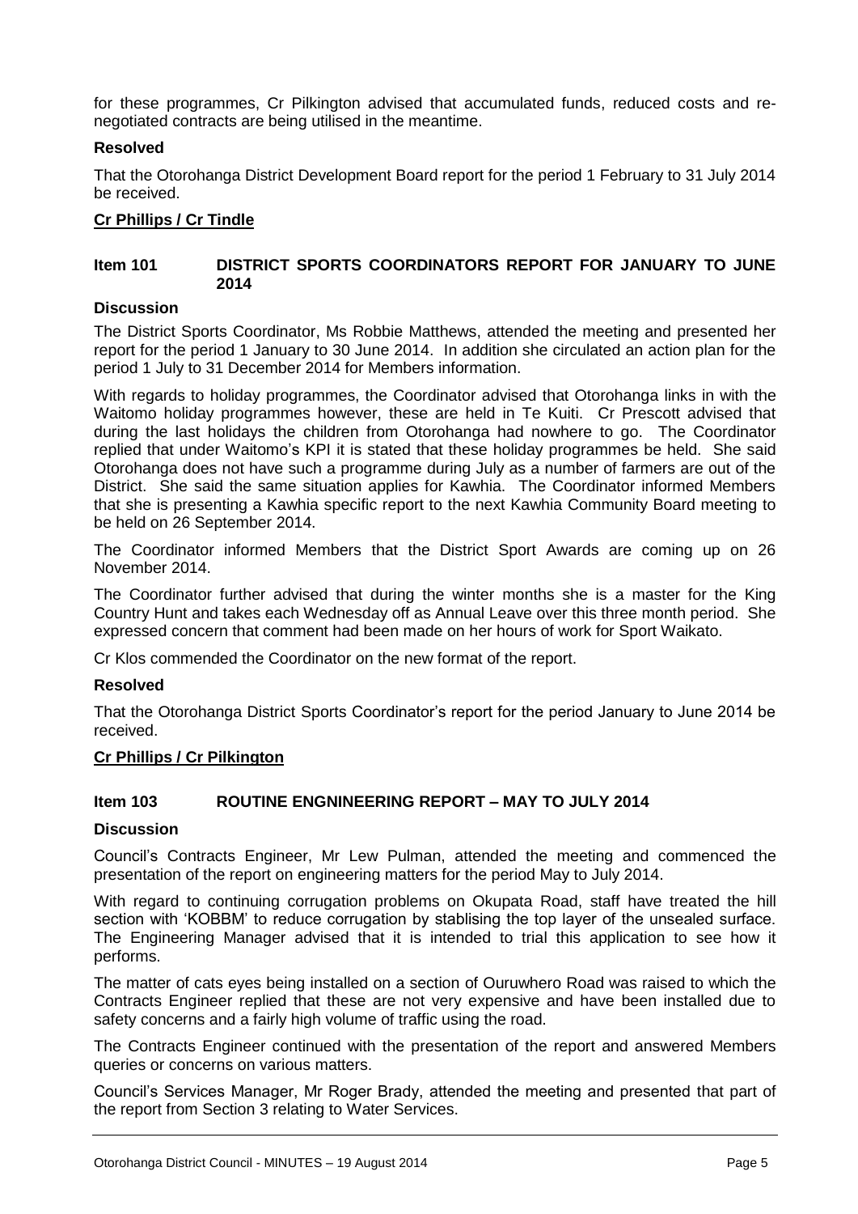for these programmes, Cr Pilkington advised that accumulated funds, reduced costs and re-negotiated contracts are being utilised in the meantime.

**Resolved**

That the Otorohanga District Development Board report for the period 1 February to 31 July 2014 be received.

**Cr Phillips / Cr Tindle**

## Item 101 DISTRICT SPORTS COORDINATORS REPORT FOR JANUARY TO JUNE 2014

**Discussion**

The District Sports Coordinator, Ms Robbie Matthews, attended the meeting and presented her report for the period 1 January to 30 June 2014. In addition she circulated an action plan for the period 1 July to 31 December 2014 for Members information.

With regards to holiday programmes, the Coordinator advised that Otorohanga links in with the Waitomo holiday programmes however, these are held in Te Kuiti. Cr Prescott advised that during the last holidays the children from Otorohanga had nowhere to go. The Coordinator replied that under Waitomo's KPI it is stated that these holiday programmes be held. She said Otorohanga does not have such a programme during July as a number of farmers are out of the District. She said the same situation applies for Kawhia. The Coordinator informed Members that she is presenting a Kawhia specific report to the next Kawhia Community Board meeting to be held on 26 September 2014.

The Coordinator informed Members that the District Sport Awards are coming up on 26 November 2014.

The Coordinator further advised that during the winter months she is a master for the King Country Hunt and takes each Wednesday off as Annual Leave over this three month period. She expressed concern that comment had been made on her hours of work for Sport Waikato.

Cr Klos commended the Coordinator on the new format of the report.

**Resolved**

That the Otorohanga District Sports Coordinator's report for the period January to June 2014 be received.

**Cr Phillips / Cr Pilkington**

## Item 103 ROUTINE ENGNINEERING REPORT – MAY TO JULY 2014

**Discussion**

Council's Contracts Engineer, Mr Lew Pulman, attended the meeting and commenced the presentation of the report on engineering matters for the period May to July 2014.

With regard to continuing corrugation problems on Okupata Road, staff have treated the hill section with 'KOBBM' to reduce corrugation by stablising the top layer of the unsealed surface. The Engineering Manager advised that it is intended to trial this application to see how it performs.

The matter of cats eyes being installed on a section of Ouruwhero Road was raised to which the Contracts Engineer replied that these are not very expensive and have been installed due to safety concerns and a fairly high volume of traffic using the road.

The Contracts Engineer continued with the presentation of the report and answered Members queries or concerns on various matters.

Council's Services Manager, Mr Roger Brady, attended the meeting and presented that part of the report from Section 3 relating to Water Services.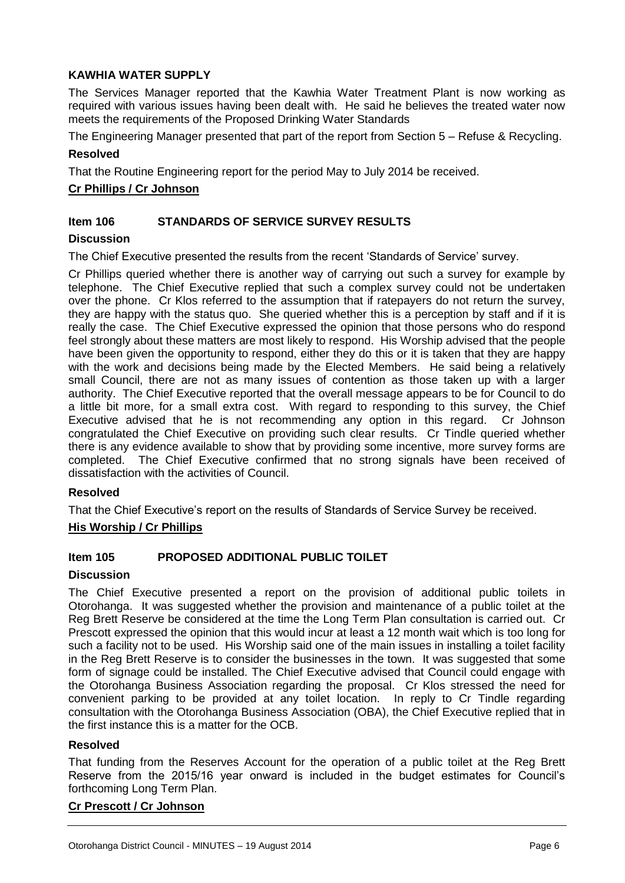### KAWHIA WATER SUPPLY

The Services Manager reported that the Kawhia Water Treatment Plant is now working as required with various issues having been dealt with. He said he believes the treated water now meets the requirements of the Proposed Drinking Water Standards

The Engineering Manager presented that part of the report from Section 5 – Refuse & Recycling.

**Resolved**

That the Routine Engineering report for the period May to July 2014 be received.

**Cr Phillips / Cr Johnson**

## Item 106 STANDARDS OF SERVICE SURVEY RESULTS

**Discussion**

The Chief Executive presented the results from the recent 'Standards of Service' survey.

Cr Phillips queried whether there is another way of carrying out such a survey for example by telephone. The Chief Executive replied that such a complex survey could not be undertaken over the phone. Cr Klos referred to the assumption that if ratepayers do not return the survey, they are happy with the status quo. She queried whether this is a perception by staff and if it is really the case. The Chief Executive expressed the opinion that those persons who do respond feel strongly about these matters are most likely to respond. His Worship advised that the people have been given the opportunity to respond, either they do this or it is taken that they are happy with the work and decisions being made by the Elected Members. He said being a relatively small Council, there are not as many issues of contention as those taken up with a larger authority. The Chief Executive reported that the overall message appears to be for Council to do a little bit more, for a small extra cost. With regard to responding to this survey, the Chief Executive advised that he is not recommending any option in this regard. Cr Johnson congratulated the Chief Executive on providing such clear results. Cr Tindle queried whether there is any evidence available to show that by providing some incentive, more survey forms are completed. The Chief Executive confirmed that no strong signals have been received of dissatisfaction with the activities of Council.

**Resolved**

That the Chief Executive's report on the results of Standards of Service Survey be received.

**His Worship / Cr Phillips**

## Item 105 PROPOSED ADDITIONAL PUBLIC TOILET

**Discussion**

The Chief Executive presented a report on the provision of additional public toilets in Otorohanga. It was suggested whether the provision and maintenance of a public toilet at the Reg Brett Reserve be considered at the time the Long Term Plan consultation is carried out. Cr Prescott expressed the opinion that this would incur at least a 12 month wait which is too long for such a facility not to be used. His Worship said one of the main issues in installing a toilet facility in the Reg Brett Reserve is to consider the businesses in the town. It was suggested that some form of signage could be installed. The Chief Executive advised that Council could engage with the Otorohanga Business Association regarding the proposal. Cr Klos stressed the need for convenient parking to be provided at any toilet location. In reply to Cr Tindle regarding consultation with the Otorohanga Business Association (OBA), the Chief Executive replied that in the first instance this is a matter for the OCB.

**Resolved**

That funding from the Reserves Account for the operation of a public toilet at the Reg Brett Reserve from the 2015/16 year onward is included in the budget estimates for Council's forthcoming Long Term Plan.

**Cr Prescott / Cr Johnson**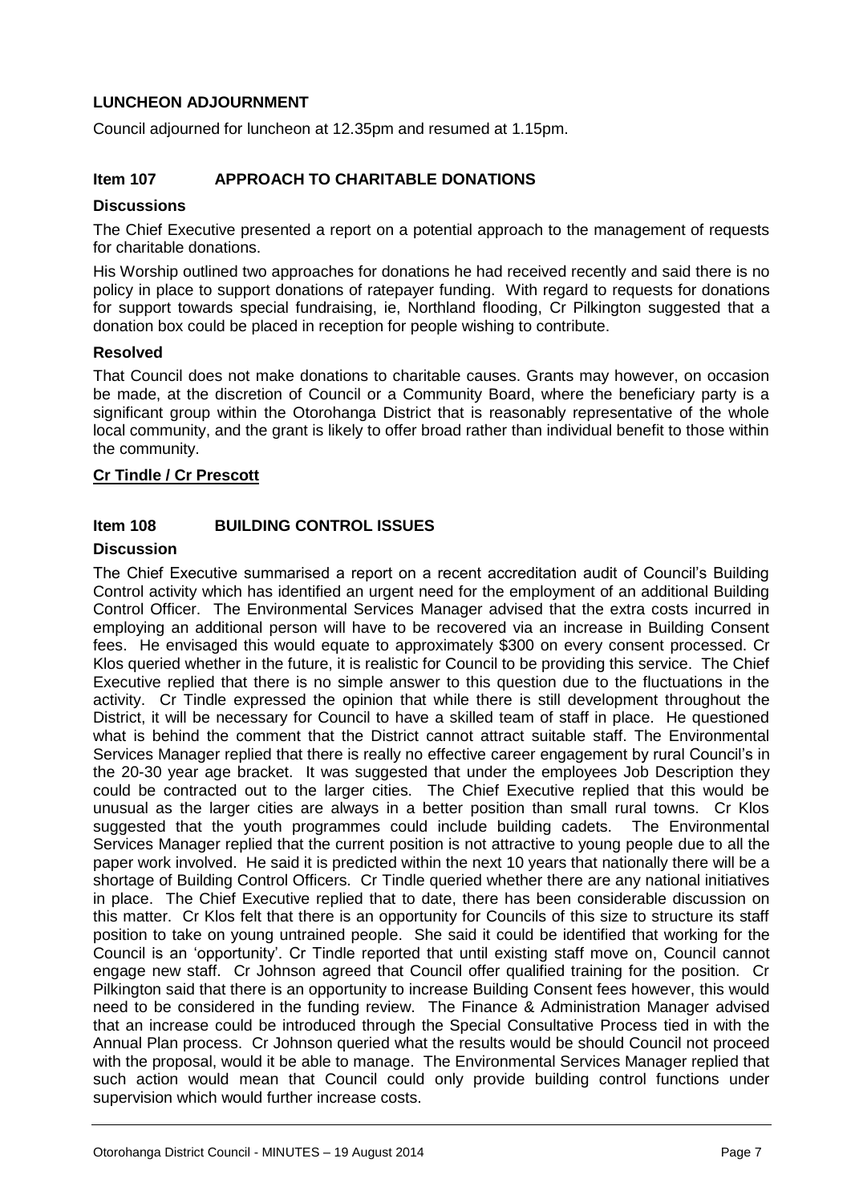### LUNCHEON ADJOURNMENT

Council adjourned for luncheon at 12.35pm and resumed at 1.15pm.

### Item 107 APPROACH TO CHARITABLE DONATIONS

**Discussions**

The Chief Executive presented a report on a potential approach to the management of requests for charitable donations.

His Worship outlined two approaches for donations he had received recently and said there is no policy in place to support donations of ratepayer funding. With regard to requests for donations for support towards special fundraising, ie, Northland flooding, Cr Pilkington suggested that a donation box could be placed in reception for people wishing to contribute.

**Resolved**

That Council does not make donations to charitable causes. Grants may however, on occasion be made, at the discretion of Council or a Community Board, where the beneficiary party is a significant group within the Otorohanga District that is reasonably representative of the whole local community, and the grant is likely to offer broad rather than individual benefit to those within the community.

**Cr Tindle / Cr Prescott**

### Item 108 BUILDING CONTROL ISSUES

**Discussion**

The Chief Executive summarised a report on a recent accreditation audit of Council's Building Control activity which has identified an urgent need for the employment of an additional Building Control Officer. The Environmental Services Manager advised that the extra costs incurred in employing an additional person will have to be recovered via an increase in Building Consent fees. He envisaged this would equate to approximately $300 on every consent processed. Cr Klos queried whether in the future, it is realistic for Council to be providing this service. The Chief Executive replied that there is no simple answer to this question due to the fluctuations in the activity. Cr Tindle expressed the opinion that while there is still development throughout the District, it will be necessary for Council to have a skilled team of staff in place. He questioned what is behind the comment that the District cannot attract suitable staff. The Environmental Services Manager replied that there is really no effective career engagement by rural Council's in the 20-30 year age bracket. It was suggested that under the employees Job Description they could be contracted out to the larger cities. The Chief Executive replied that this would be unusual as the larger cities are always in a better position than small rural towns. Cr Klos suggested that the youth programmes could include building cadets. The Environmental Services Manager replied that the current position is not attractive to young people due to all the paper work involved. He said it is predicted within the next 10 years that nationally there will be a shortage of Building Control Officers. Cr Tindle queried whether there are any national initiatives in place. The Chief Executive replied that to date, there has been considerable discussion on this matter. Cr Klos felt that there is an opportunity for Councils of this size to structure its staff position to take on young untrained people. She said it could be identified that working for the Council is an 'opportunity'. Cr Tindle reported that until existing staff move on, Council cannot engage new staff. Cr Johnson agreed that Council offer qualified training for the position. Cr Pilkington said that there is an opportunity to increase Building Consent fees however, this would need to be considered in the funding review. The Finance & Administration Manager advised that an increase could be introduced through the Special Consultative Process tied in with the Annual Plan process. Cr Johnson queried what the results would be should Council not proceed with the proposal, would it be able to manage. The Environmental Services Manager replied that such action would mean that Council could only provide building control functions under supervision which would further increase costs.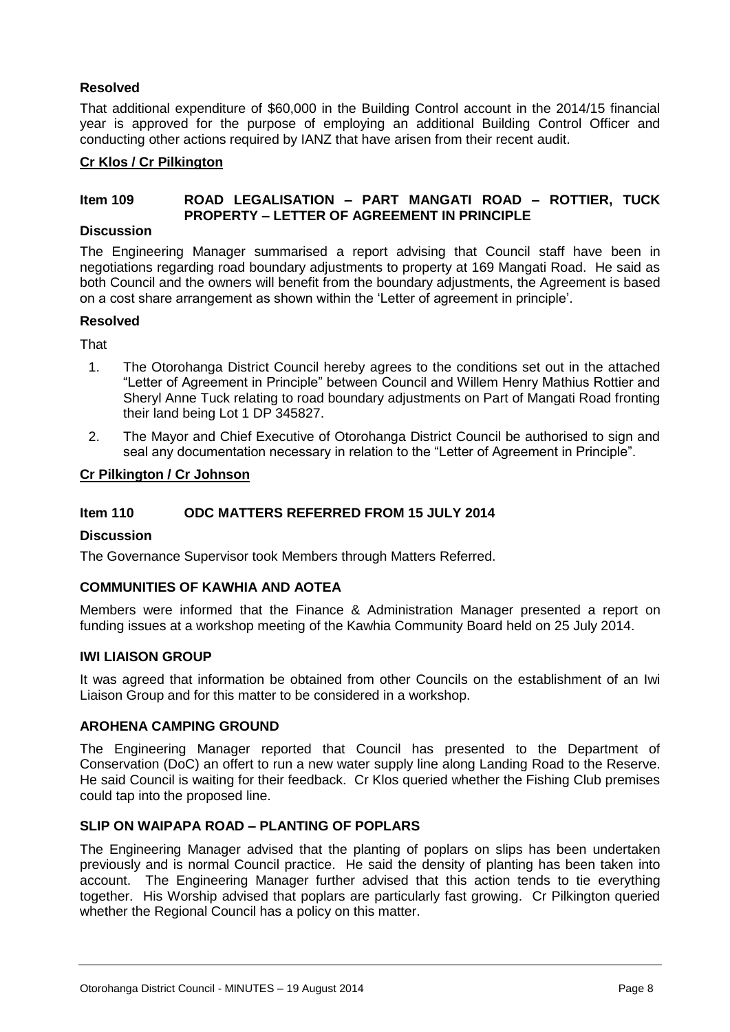**Resolved**

That additional expenditure of $60,000 in the Building Control account in the 2014/15 financial year is approved for the purpose of employing an additional Building Control Officer and conducting other actions required by IANZ that have arisen from their recent audit.

**Cr Klos / Cr Pilkington**

### Item 109 ROAD LEGALISATION – PART MANGATI ROAD – ROTTIER, TUCK PROPERTY – LETTER OF AGREEMENT IN PRINCIPLE

**Discussion**

The Engineering Manager summarised a report advising that Council staff have been in negotiations regarding road boundary adjustments to property at 169 Mangati Road. He said as both Council and the owners will benefit from the boundary adjustments, the Agreement is based on a cost share arrangement as shown within the 'Letter of agreement in principle'.

**Resolved**

That

1. The Otorohanga District Council hereby agrees to the conditions set out in the attached "Letter of Agreement in Principle" between Council and Willem Henry Mathius Rottier and Sheryl Anne Tuck relating to road boundary adjustments on Part of Mangati Road fronting their land being Lot 1 DP 345827.
2. The Mayor and Chief Executive of Otorohanga District Council be authorised to sign and seal any documentation necessary in relation to the "Letter of Agreement in Principle".

**Cr Pilkington / Cr Johnson**

### Item 110 ODC MATTERS REFERRED FROM 15 JULY 2014

**Discussion**

The Governance Supervisor took Members through Matters Referred.

**COMMUNITIES OF KAWHIA AND AOTEA**

Members were informed that the Finance & Administration Manager presented a report on funding issues at a workshop meeting of the Kawhia Community Board held on 25 July 2014.

**IWI LIAISON GROUP**

It was agreed that information be obtained from other Councils on the establishment of an Iwi Liaison Group and for this matter to be considered in a workshop.

**AROHENA CAMPING GROUND**

The Engineering Manager reported that Council has presented to the Department of Conservation (DoC) an offert to run a new water supply line along Landing Road to the Reserve. He said Council is waiting for their feedback. Cr Klos queried whether the Fishing Club premises could tap into the proposed line.

**SLIP ON WAIPAPA ROAD – PLANTING OF POPLARS**

The Engineering Manager advised that the planting of poplars on slips has been undertaken previously and is normal Council practice. He said the density of planting has been taken into account. The Engineering Manager further advised that this action tends to tie everything together. His Worship advised that poplars are particularly fast growing. Cr Pilkington queried whether the Regional Council has a policy on this matter.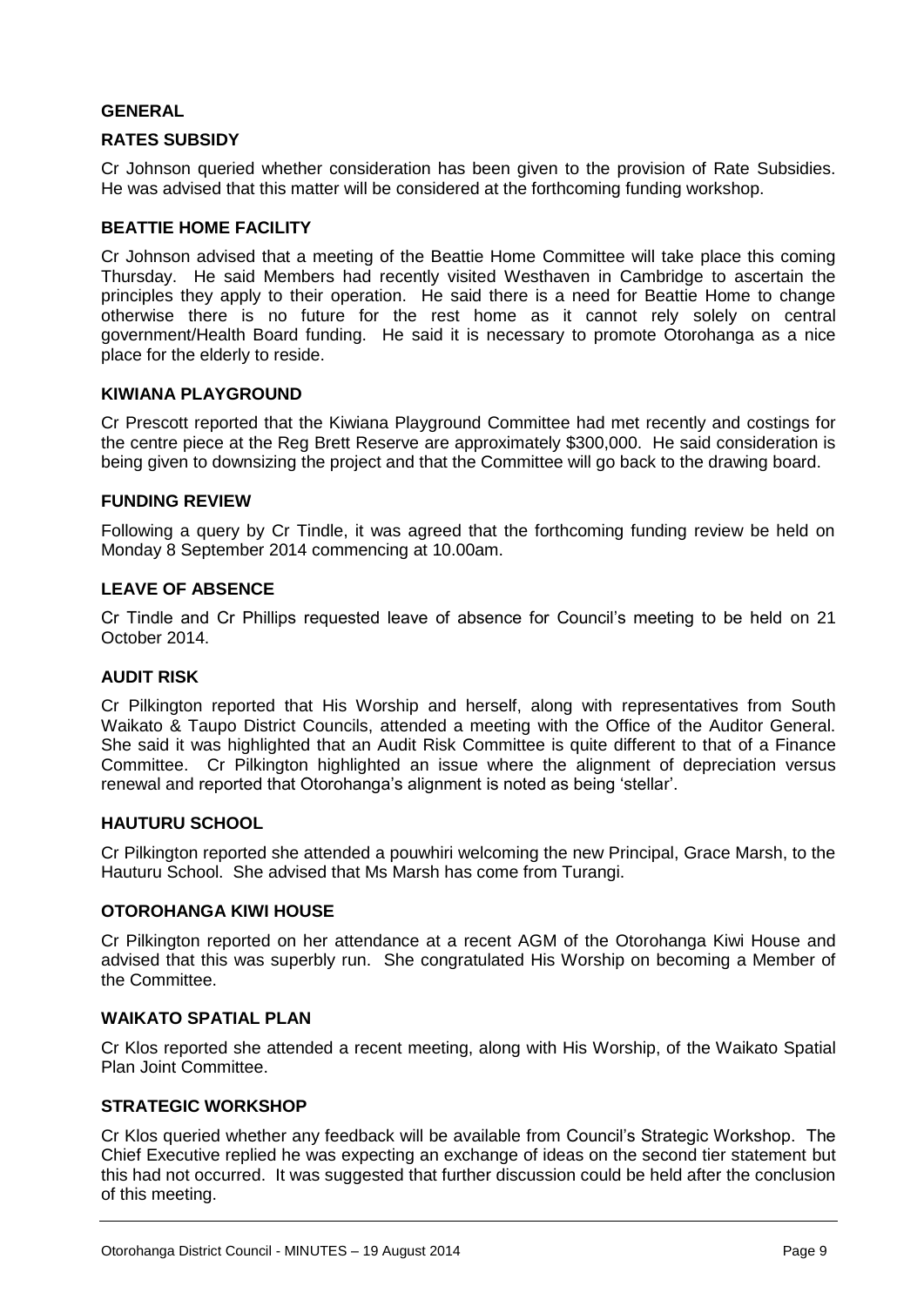## GENERAL

### RATES SUBSIDY

Cr Johnson queried whether consideration has been given to the provision of Rate Subsidies. He was advised that this matter will be considered at the forthcoming funding workshop.

### BEATTIE HOME FACILITY

Cr Johnson advised that a meeting of the Beattie Home Committee will take place this coming Thursday. He said Members had recently visited Westhaven in Cambridge to ascertain the principles they apply to their operation. He said there is a need for Beattie Home to change otherwise there is no future for the rest home as it cannot rely solely on central government/Health Board funding. He said it is necessary to promote Otorohanga as a nice place for the elderly to reside.

### KIWIANA PLAYGROUND

Cr Prescott reported that the Kiwiana Playground Committee had met recently and costings for the centre piece at the Reg Brett Reserve are approximately $300,000. He said consideration is being given to downsizing the project and that the Committee will go back to the drawing board.

### FUNDING REVIEW

Following a query by Cr Tindle, it was agreed that the forthcoming funding review be held on Monday 8 September 2014 commencing at 10.00am.

### LEAVE OF ABSENCE

Cr Tindle and Cr Phillips requested leave of absence for Council's meeting to be held on 21 October 2014.

### AUDIT RISK

Cr Pilkington reported that His Worship and herself, along with representatives from South Waikato & Taupo District Councils, attended a meeting with the Office of the Auditor General. She said it was highlighted that an Audit Risk Committee is quite different to that of a Finance Committee. Cr Pilkington highlighted an issue where the alignment of depreciation versus renewal and reported that Otorohanga's alignment is noted as being 'stellar'.

### HAUTURU SCHOOL

Cr Pilkington reported she attended a pouwhiri welcoming the new Principal, Grace Marsh, to the Hauturu School. She advised that Ms Marsh has come from Turangi.

### OTOROHANGA KIWI HOUSE

Cr Pilkington reported on her attendance at a recent AGM of the Otorohanga Kiwi House and advised that this was superbly run. She congratulated His Worship on becoming a Member of the Committee.

### WAIKATO SPATIAL PLAN

Cr Klos reported she attended a recent meeting, along with His Worship, of the Waikato Spatial Plan Joint Committee.

### STRATEGIC WORKSHOP

Cr Klos queried whether any feedback will be available from Council's Strategic Workshop. The Chief Executive replied he was expecting an exchange of ideas on the second tier statement but this had not occurred. It was suggested that further discussion could be held after the conclusion of this meeting.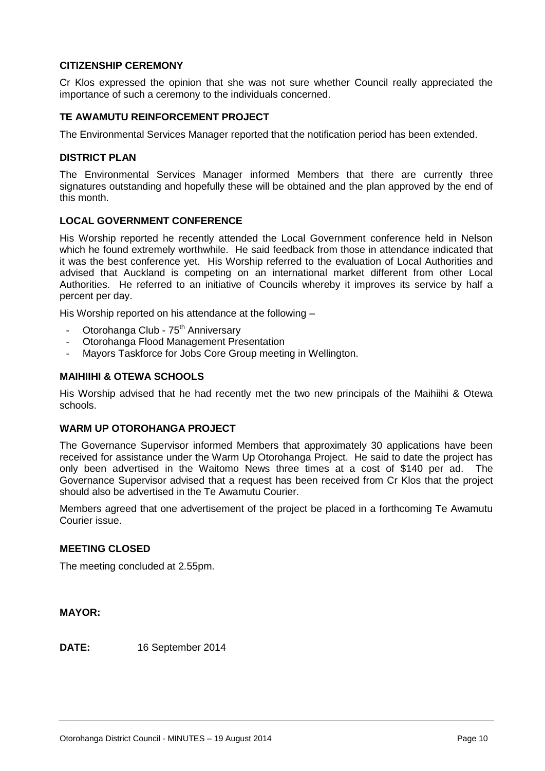### CITIZENSHIP CEREMONY

Cr Klos expressed the opinion that she was not sure whether Council really appreciated the importance of such a ceremony to the individuals concerned.

### TE AWAMUTU REINFORCEMENT PROJECT

The Environmental Services Manager reported that the notification period has been extended.

### DISTRICT PLAN

The Environmental Services Manager informed Members that there are currently three signatures outstanding and hopefully these will be obtained and the plan approved by the end of this month.

### LOCAL GOVERNMENT CONFERENCE

His Worship reported he recently attended the Local Government conference held in Nelson which he found extremely worthwhile. He said feedback from those in attendance indicated that it was the best conference yet. His Worship referred to the evaluation of Local Authorities and advised that Auckland is competing on an international market different from other Local Authorities. He referred to an initiative of Councils whereby it improves its service by half a percent per day.

His Worship reported on his attendance at the following –

- Otorohanga Club - 75th Anniversary
- Otorohanga Flood Management Presentation
- Mayors Taskforce for Jobs Core Group meeting in Wellington.

### MAIHIIHI & OTEWA SCHOOLS

His Worship advised that he had recently met the two new principals of the Maihiihi & Otewa schools.

### WARM UP OTOROHANGA PROJECT

The Governance Supervisor informed Members that approximately 30 applications have been received for assistance under the Warm Up Otorohanga Project. He said to date the project has only been advertised in the Waitomo News three times at a cost of $140 per ad. The Governance Supervisor advised that a request has been received from Cr Klos that the project should also be advertised in the Te Awamutu Courier.

Members agreed that one advertisement of the project be placed in a forthcoming Te Awamutu Courier issue.

### MEETING CLOSED

The meeting concluded at 2.55pm.

**MAYOR:**

**DATE:** 16 September 2014